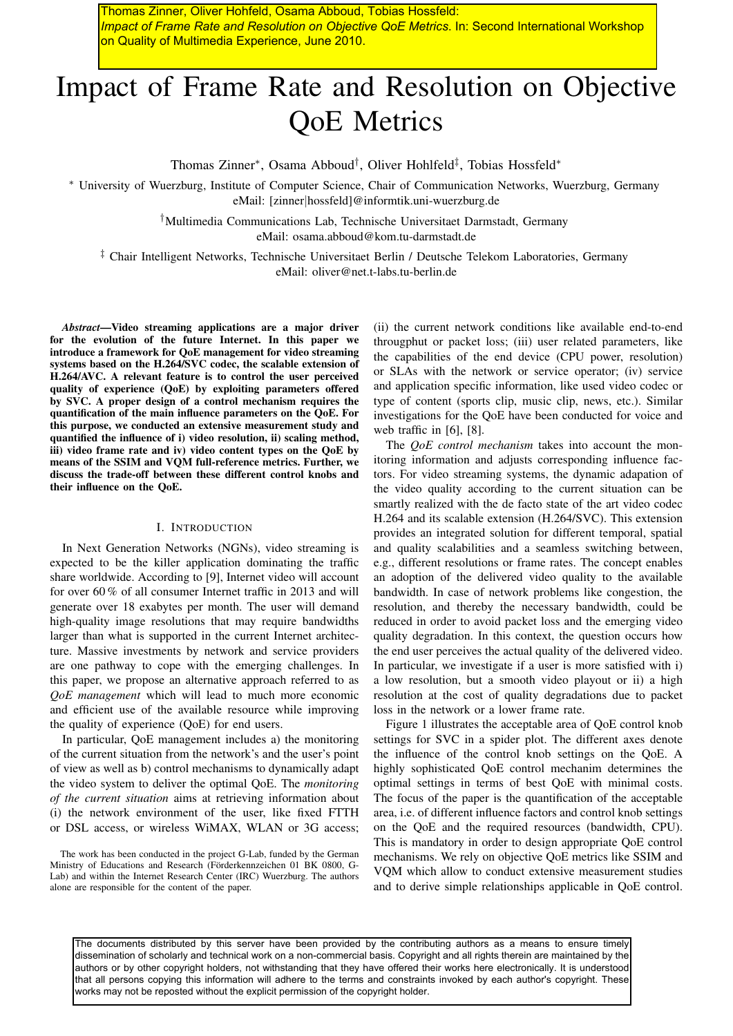Thomas Zinner, Oliver Hohlfeld, Osama Abboud, Tobias Hossfeld: *Impact of Frame Rate and Resolution on Objective QoE Metrics*. In: Second International Workshop on Quality of Multimedia Experience, June 2010.

# Impact of Frame Rate and Resolution on Objective QoE Metrics

Thomas Zinner*, Osama Abboud†, Oliver Hohlfeld‡, Tobias Hossfeld*

* University of Wuerzburg, Institute of Computer Science, Chair of Communication Networks, Wuerzburg, Germany
eMail: [zinner|hossfeld]@informtik.uni-wuerzburg.de

†Multimedia Communications Lab, Technische Universitaet Darmstadt, Germany
eMail: osama.abboud@kom.tu-darmstadt.de

‡ Chair Intelligent Networks, Technische Universitaet Berlin / Deutsche Telekom Laboratories, Germany
eMail: oliver@net.t-labs.tu-berlin.de

***Abstract*—Video streaming applications are a major driver for the evolution of the future Internet. In this paper we introduce a framework for QoE management for video streaming systems based on the H.264/SVC codec, the scalable extension of H.264/AVC. A relevant feature is to control the user perceived quality of experience (QoE) by exploiting parameters offered by SVC. A proper design of a control mechanism requires the quantification of the main influence parameters on the QoE. For this purpose, we conducted an extensive measurement study and quantified the influence of i) video resolution, ii) scaling method, iii) video frame rate and iv) video content types on the QoE by means of the SSIM and VQM full-reference metrics. Further, we discuss the trade-off between these different control knobs and their influence on the QoE.**

## I. Introduction

In Next Generation Networks (NGNs), video streaming is expected to be the killer application dominating the traffic share worldwide. According to [9], Internet video will account for over 60 % of all consumer Internet traffic in 2013 and will generate over 18 exabytes per month. The user will demand high-quality image resolutions that may require bandwidths larger than what is supported in the current Internet architecture. Massive investments by network and service providers are one pathway to cope with the emerging challenges. In this paper, we propose an alternative approach referred to as *QoE management* which will lead to much more economic and efficient use of the available resource while improving the quality of experience (QoE) for end users.

In particular, QoE management includes a) the monitoring of the current situation from the network's and the user's point of view as well as b) control mechanisms to dynamically adapt the video system to deliver the optimal QoE. The *monitoring of the current situation* aims at retrieving information about (i) the network environment of the user, like fixed FTTH or DSL access, or wireless WiMAX, WLAN or 3G access; (ii) the current network conditions like available end-to-end througphut or packet loss; (iii) user related parameters, like the capabilities of the end device (CPU power, resolution) or SLAs with the network or service operator; (iv) service and application specific information, like used video codec or type of content (sports clip, music clip, news, etc.). Similar investigations for the QoE have been conducted for voice and web traffic in [6], [8].

The *QoE control mechanism* takes into account the monitoring information and adjusts corresponding influence factors. For video streaming systems, the dynamic adapation of the video quality according to the current situation can be smartly realized with the de facto state of the art video codec H.264 and its scalable extension (H.264/SVC). This extension provides an integrated solution for different temporal, spatial and quality scalabilities and a seamless switching between, e.g., different resolutions or frame rates. The concept enables an adoption of the delivered video quality to the available bandwidth. In case of network problems like congestion, the resolution, and thereby the necessary bandwidth, could be reduced in order to avoid packet loss and the emerging video quality degradation. In this context, the question occurs how the end user perceives the actual quality of the delivered video. In particular, we investigate if a user is more satisfied with i) a low resolution, but a smooth video playout or ii) a high resolution at the cost of quality degradations due to packet loss in the network or a lower frame rate.

Figure 1 illustrates the acceptable area of QoE control knob settings for SVC in a spider plot. The different axes denote the influence of the control knob settings on the QoE. A highly sophisticated QoE control mechanim determines the optimal settings in terms of best QoE with minimal costs. The focus of the paper is the quantification of the acceptable area, i.e. of different influence factors and control knob settings on the QoE and the required resources (bandwidth, CPU). This is mandatory in order to design appropriate QoE control mechanisms. We rely on objective QoE metrics like SSIM and VQM which allow to conduct extensive measurement studies and to derive simple relationships applicable in QoE control.

The work has been conducted in the project G-Lab, funded by the German Ministry of Educations and Research (Förderkennzeichen 01 BK 0800, G-Lab) and within the Internet Research Center (IRC) Wuerzburg. The authors alone are responsible for the content of the paper.

The documents distributed by this server have been provided by the contributing authors as a means to ensure timely dissemination of scholarly and technical work on a non-commercial basis. Copyright and all rights therein are maintained by the authors or by other copyright holders, not withstanding that they have offered their works here electronically. It is understood that all persons copying this information will adhere to the terms and constraints invoked by each author's copyright. These works may not be reposted without the explicit permission of the copyright holder.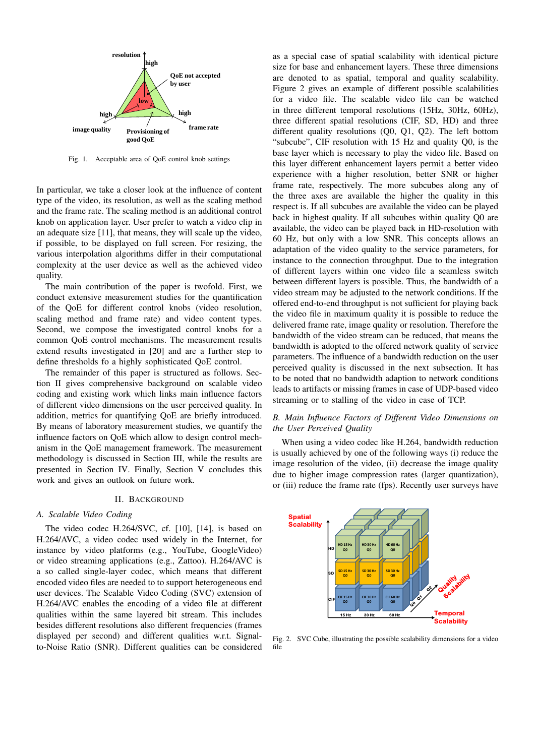Fig. 1. Acceptable area of QoE control knob settings

In particular, we take a closer look at the influence of content type of the video, its resolution, as well as the scaling method and the frame rate. The scaling method is an additional control knob on application layer. User prefer to watch a video clip in an adequate size [11], that means, they will scale up the video, if possible, to be displayed on full screen. For resizing, the various interpolation algorithms differ in their computational complexity at the user device as well as the achieved video quality.

The main contribution of the paper is twofold. First, we conduct extensive measurement studies for the quantification of the QoE for different control knobs (video resolution, scaling method and frame rate) and video content types. Second, we compose the investigated control knobs for a common QoE control mechanisms. The measurement results extend results investigated in [20] and are a further step to define thresholds fo a highly sophisticated QoE control.

The remainder of this paper is structured as follows. Section II gives comprehensive background on scalable video coding and existing work which links main influence factors of different video dimensions on the user perceived quality. In addition, metrics for quantifying QoE are briefly introduced. By means of laboratory measurement studies, we quantify the influence factors on QoE which allow to design control mechanism in the QoE management framework. The measurement methodology is discussed in Section III, while the results are presented in Section IV. Finally, Section V concludes this work and gives an outlook on future work.

## II. Background

### *A. Scalable Video Coding*

The video codec H.264/SVC, cf. [10], [14], is based on H.264/AVC, a video codec used widely in the Internet, for instance by video platforms (e.g., YouTube, GoogleVideo) or video streaming applications (e.g., Zattoo). H.264/AVC is a so called single-layer codec, which means that different encoded video files are needed to to support heterogeneous end user devices. The Scalable Video Coding (SVC) extension of H.264/AVC enables the encoding of a video file at different qualities within the same layered bit stream. This includes besides different resolutions also different frequencies (frames displayed per second) and different qualities w.r.t. Signal-to-Noise Ratio (SNR). Different qualities can be considered as a special case of spatial scalability with identical picture size for base and enhancement layers. These three dimensions are denoted to as spatial, temporal and quality scalability. Figure 2 gives an example of different possible scalabilities for a video file. The scalable video file can be watched in three different temporal resolutions (15Hz, 30Hz, 60Hz), three different spatial resolutions (CIF, SD, HD) and three different quality resolutions (Q0, Q1, Q2). The left bottom "subcube", CIF resolution with 15 Hz and quality Q0, is the base layer which is necessary to play the video file. Based on this layer different enhancement layers permit a better video experience with a higher resolution, better SNR or higher frame rate, respectively. The more subcubes along any of the three axes are available the higher the quality in this respect is. If all subcubes are available the video can be played back in highest quality. If all subcubes within quality Q0 are available, the video can be played back in HD-resolution with 60 Hz, but only with a low SNR. This concepts allows an adaptation of the video quality to the service parameters, for instance to the connection throughput. Due to the integration of different layers within one video file a seamless switch between different layers is possible. Thus, the bandwidth of a video stream may be adjusted to the network conditions. If the offered end-to-end throughput is not sufficient for playing back the video file in maximum quality it is possible to reduce the delivered frame rate, image quality or resolution. Therefore the bandwidth of the video stream can be reduced, that means the bandwidth is adopted to the offered network quality of service parameters. The influence of a bandwidth reduction on the user perceived quality is discussed in the next subsection. It has to be noted that no bandwidth adaption to network conditions leads to artifacts or missing frames in case of UDP-based video streaming or to stalling of the video in case of TCP.

### *B. Main Influence Factors of Different Video Dimensions on the User Perceived Quality*

When using a video codec like H.264, bandwidth reduction is usually achieved by one of the following ways (i) reduce the image resolution of the video, (ii) decrease the image quality due to higher image compression rates (larger quantization), or (iii) reduce the frame rate (fps). Recently user surveys have

Fig. 2. SVC Cube, illustrating the possible scalability dimensions for a video file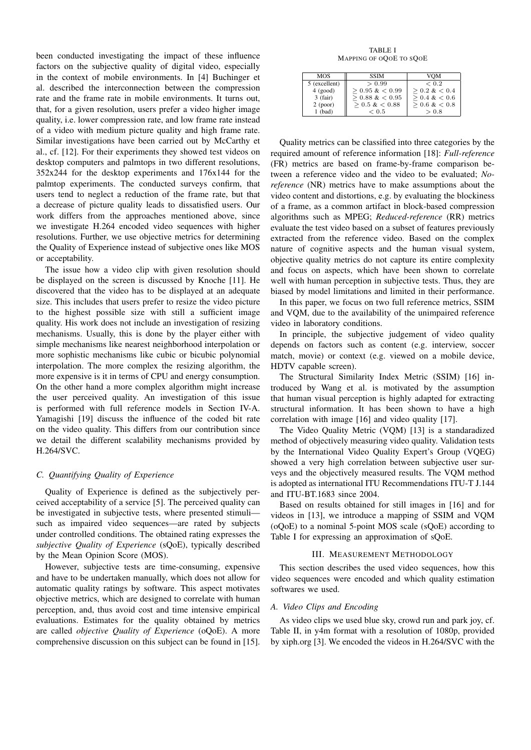been conducted investigating the impact of these influence factors on the subjective quality of digital video, especially in the context of mobile environments. In [4] Buchinger et al. described the interconnection between the compression rate and the frame rate in mobile environments. It turns out, that, for a given resolution, users prefer a video higher image quality, i.e. lower compression rate, and low frame rate instead of a video with medium picture quality and high frame rate. Similar investigations have been carried out by McCarthy et al., cf. [12]. For their experiments they showed test videos on desktop computers and palmtops in two different resolutions, 352x244 for the desktop experiments and 176x144 for the palmtop experiments. The conducted surveys confirm, that users tend to neglect a reduction of the frame rate, but that a decrease of picture quality leads to dissatisfied users. Our work differs from the approaches mentioned above, since we investigate H.264 encoded video sequences with higher resolutions. Further, we use objective metrics for determining the Quality of Experience instead of subjective ones like MOS or acceptability.

The issue how a video clip with given resolution should be displayed on the screen is discussed by Knoche [11]. He discovered that the video has to be displayed at an adequate size. This includes that users prefer to resize the video picture to the highest possible size with still a sufficient image quality. His work does not include an investigation of resizing mechanisms. Usually, this is done by the player either with simple mechanisms like nearest neighborhood interpolation or more sophistic mechanisms like cubic or bicubic polynomial interpolation. The more complex the resizing algorithm, the more expensive is it in terms of CPU and energy consumption. On the other hand a more complex algorithm might increase the user perceived quality. An investigation of this issue is performed with full reference models in Section IV-A. Yamagishi [19] discuss the influence of the coded bit rate on the video quality. This differs from our contribution since we detail the different scalability mechanisms provided by H.264/SVC.

### C. Quantifying Quality of Experience

Quality of Experience is defined as the subjectively perceived acceptability of a service [5]. The perceived quality can be investigated in subjective tests, where presented stimuli—such as impaired video sequences—are rated by subjects under controlled conditions. The obtained rating expresses the *subjective Quality of Experience* (sQoE), typically described by the Mean Opinion Score (MOS).

However, subjective tests are time-consuming, expensive and have to be undertaken manually, which does not allow for automatic quality ratings by software. This aspect motivates objective metrics, which are designed to correlate with human perception, and, thus avoid cost and time intensive empirical evaluations. Estimates for the quality obtained by metrics are called *objective Quality of Experience* (oQoE). A more comprehensive discussion on this subject can be found in [15].

TABLE I
MAPPING OF OQOE TO SQOE

| MOS | SSIM | VQM |
|---|---|---|
| 5 (excellent) | $> 0.99$ | $< 0.2$ |
| 4 (good) | $\geq 0.95$ & $< 0.99$ | $\geq 0.2$ & $< 0.4$ |
| 3 (fair) | $\geq 0.88$ & $< 0.95$ | $\geq 0.4$ & $< 0.6$ |
| 2 (poor) | $\geq 0.5$ & $< 0.88$ | $\geq 0.6$ & $< 0.8$ |
| 1 (bad) | $< 0.5$ | $> 0.8$ |

Quality metrics can be classified into three categories by the required amount of reference information [18]: *Full-reference* (FR) metrics are based on frame-by-frame comparison between a reference video and the video to be evaluated; *No-reference* (NR) metrics have to make assumptions about the video content and distortions, e.g. by evaluating the blockiness of a frame, as a common artifact in block-based compression algorithms such as MPEG; *Reduced-reference* (RR) metrics evaluate the test video based on a subset of features previously extracted from the reference video. Based on the complex nature of cognitive aspects and the human visual system, objective quality metrics do not capture its entire complexity and focus on aspects, which have been shown to correlate well with human perception in subjective tests. Thus, they are biased by model limitations and limited in their performance.

In this paper, we focus on two full reference metrics, SSIM and VQM, due to the availability of the unimpaired reference video in laboratory conditions.

In principle, the subjective judgement of video quality depends on factors such as content (e.g. interview, soccer match, movie) or context (e.g. viewed on a mobile device, HDTV capable screen).

The Structural Similarity Index Metric (SSIM) [16] introduced by Wang et al. is motivated by the assumption that human visual perception is highly adapted for extracting structural information. It has been shown to have a high correlation with image [16] and video quality [17].

The Video Quality Metric (VQM) [13] is a standaradized method of objectively measuring video quality. Validation tests by the International Video Quality Expert's Group (VQEG) showed a very high correlation between subjective user surveys and the objectively measured results. The VQM method is adopted as international ITU Recommendations ITU-T J.144 and ITU-BT.1683 since 2004.

Based on results obtained for still images in [16] and for videos in [13], we introduce a mapping of SSIM and VQM (oQoE) to a nominal 5-point MOS scale (sQoE) according to Table I for expressing an approximation of sQoE.

## III. MEASUREMENT METHODOLOGY

This section describes the used video sequences, how this video sequences were encoded and which quality estimation softwares we used.

### A. Video Clips and Encoding

As video clips we used blue sky, crowd run and park joy, cf. Table II, in y4m format with a resolution of 1080p, provided by xiph.org [3]. We encoded the videos in H.264/SVC with the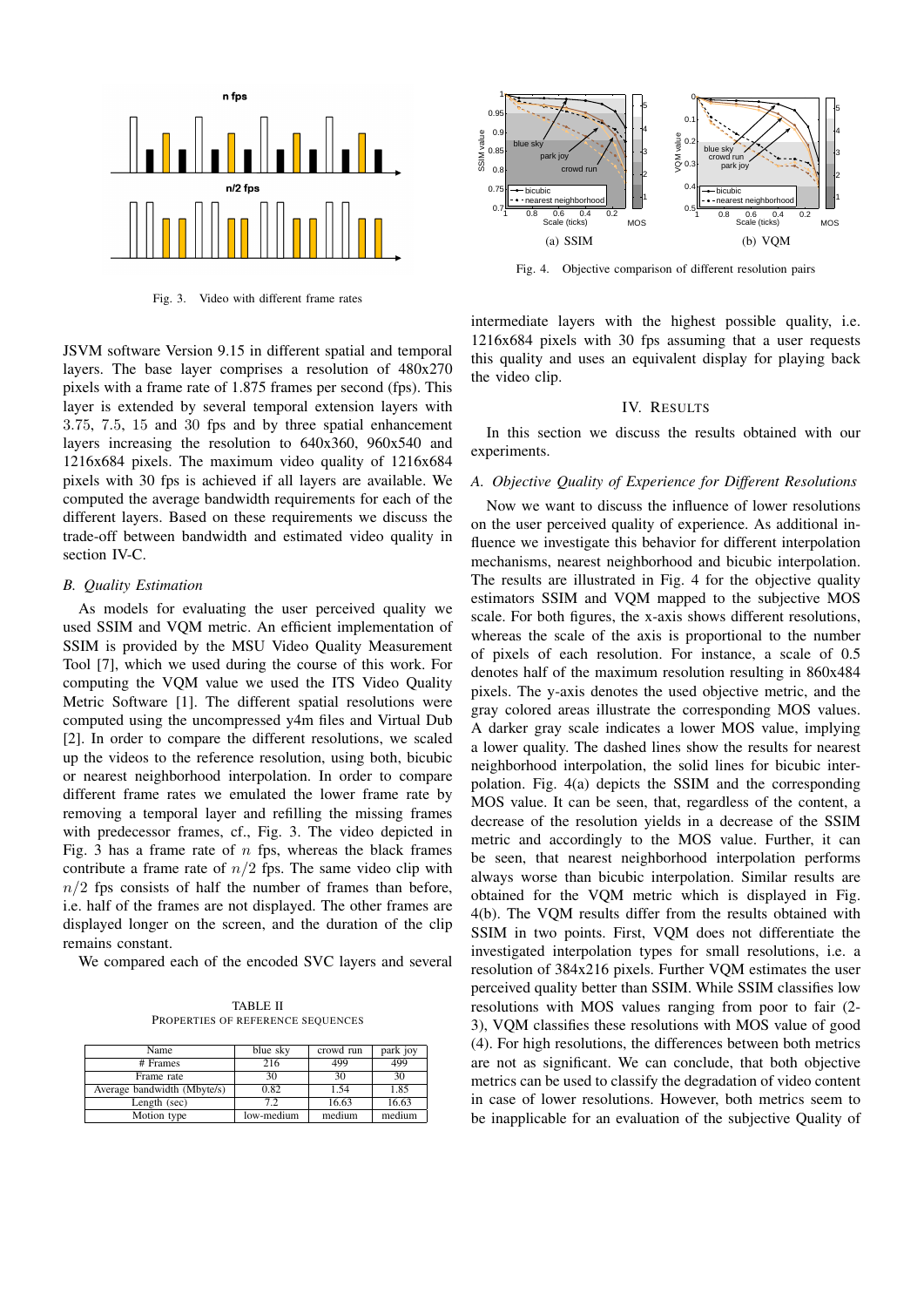Fig. 3. Video with different frame rates

JSVM software Version 9.15 in different spatial and temporal layers. The base layer comprises a resolution of 480x270 pixels with a frame rate of 1.875 frames per second (fps). This layer is extended by several temporal extension layers with 3.75, 7.5, 15 and 30 fps and by three spatial enhancement layers increasing the resolution to 640x360, 960x540 and 1216x684 pixels. The maximum video quality of 1216x684 pixels with 30 fps is achieved if all layers are available. We computed the average bandwidth requirements for each of the different layers. Based on these requirements we discuss the trade-off between bandwidth and estimated video quality in section IV-C.

### B. Quality Estimation

As models for evaluating the user perceived quality we used SSIM and VQM metric. An efficient implementation of SSIM is provided by the MSU Video Quality Measurement Tool [7], which we used during the course of this work. For computing the VQM value we used the ITS Video Quality Metric Software [1]. The different spatial resolutions were computed using the uncompressed y4m files and Virtual Dub [2]. In order to compare the different resolutions, we scaled up the videos to the reference resolution, using both, bicubic or nearest neighborhood interpolation. In order to compare different frame rates we emulated the lower frame rate by removing a temporal layer and refilling the missing frames with predecessor frames, cf., Fig. 3. The video depicted in Fig. 3 has a frame rate of $n$ fps, whereas the black frames contribute a frame rate of $n/2$ fps. The same video clip with $n/2$ fps consists of half the number of frames than before, i.e. half of the frames are not displayed. The other frames are displayed longer on the screen, and the duration of the clip remains constant.

We compared each of the encoded SVC layers and several intermediate layers with the highest possible quality, i.e. 1216x684 pixels with 30 fps assuming that a user requests this quality and uses an equivalent display for playing back the video clip.

TABLE II
PROPERTIES OF REFERENCE SEQUENCES

| Name | blue sky | crowd run | park joy |
|---|---|---|---|
| # Frames | 216 | 499 | 499 |
| Frame rate | 30 | 30 | 30 |
| Average bandwidth (Mbyte/s) | 0.82 | 1.54 | 1.85 |
| Length (sec) | 7.2 | 16.63 | 16.63 |
| Motion type | low-medium | medium | medium |

(a) SSIM (b) VQM

Fig. 4. Objective comparison of different resolution pairs

## IV. Results

In this section we discuss the results obtained with our experiments.

### A. Objective Quality of Experience for Different Resolutions

Now we want to discuss the influence of lower resolutions on the user perceived quality of experience. As additional influence we investigate this behavior for different interpolation mechanisms, nearest neighborhood and bicubic interpolation. The results are illustrated in Fig. 4 for the objective quality estimators SSIM and VQM mapped to the subjective MOS scale. For both figures, the x-axis shows different resolutions, whereas the scale of the axis is proportional to the number of pixels of each resolution. For instance, a scale of 0.5 denotes half of the maximum resolution resulting in 860x484 pixels. The y-axis denotes the used objective metric, and the gray colored areas illustrate the corresponding MOS values. A darker gray scale indicates a lower MOS value, implying a lower quality. The dashed lines show the results for nearest neighborhood interpolation, the solid lines for bicubic interpolation. Fig. 4(a) depicts the SSIM and the corresponding MOS value. It can be seen, that, regardless of the content, a decrease of the resolution yields in a decrease of the SSIM metric and accordingly to the MOS value. Further, it can be seen, that nearest neighborhood interpolation performs always worse than bicubic interpolation. Similar results are obtained for the VQM metric which is displayed in Fig. 4(b). The VQM results differ from the results obtained with SSIM in two points. First, VQM does not differentiate the investigated interpolation types for small resolutions, i.e. a resolution of 384x216 pixels. Further VQM estimates the user perceived quality better than SSIM. While SSIM classifies low resolutions with MOS values ranging from poor to fair (2-3), VQM classifies these resolutions with MOS value of good (4). For high resolutions, the differences between both metrics are not as significant. We can conclude, that both objective metrics can be used to classify the degradation of video content in case of lower resolutions. However, both metrics seem to be inapplicable for an evaluation of the subjective Quality of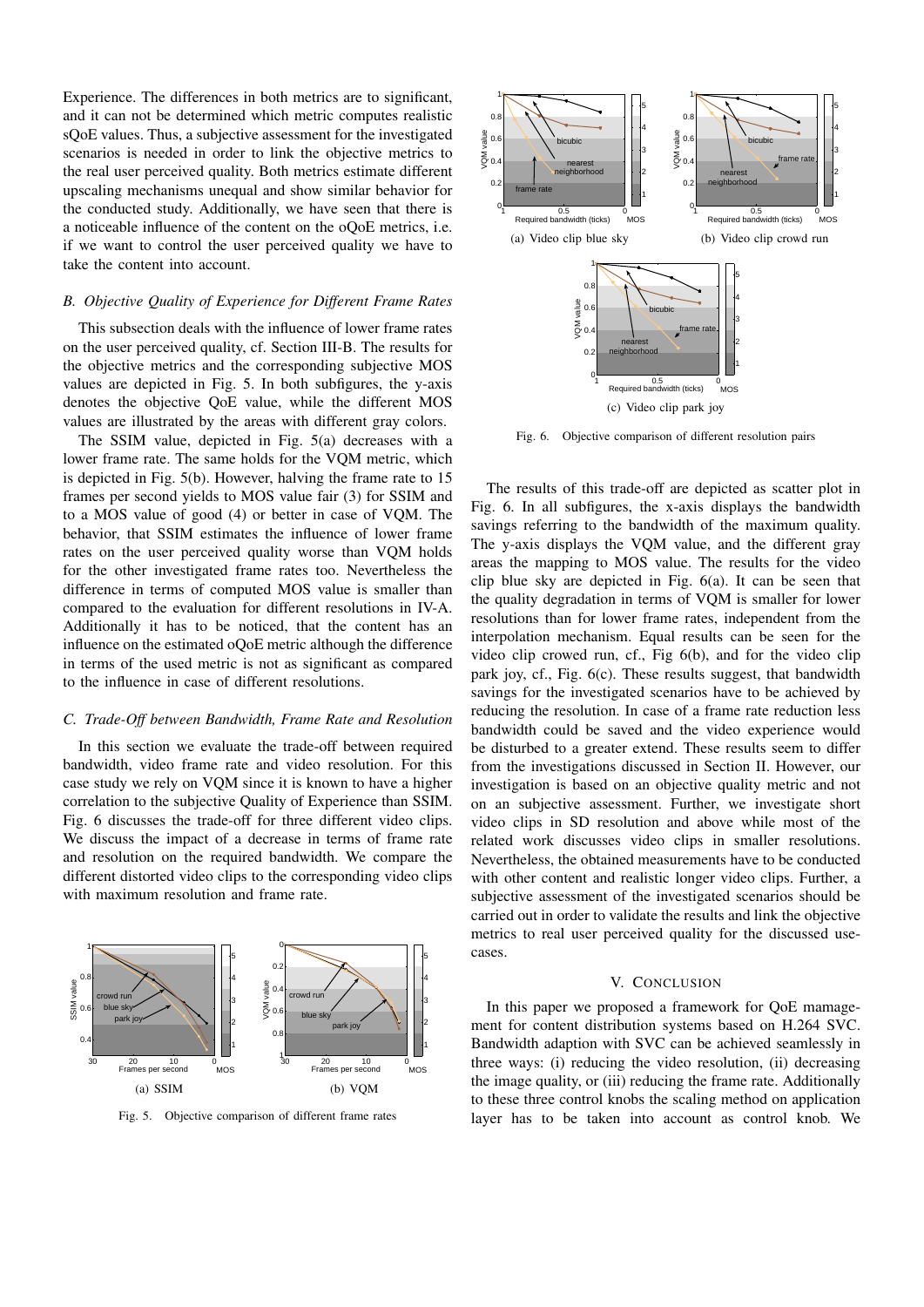Experience. The differences in both metrics are to significant, and it can not be determined which metric computes realistic sQoE values. Thus, a subjective assessment for the investigated scenarios is needed in order to link the objective metrics to the real user perceived quality. Both metrics estimate different upscaling mechanisms unequal and show similar behavior for the conducted study. Additionally, we have seen that there is a noticeable influence of the content on the oQoE metrics, i.e. if we want to control the user perceived quality we have to take the content into account.

### *B. Objective Quality of Experience for Different Frame Rates*

This subsection deals with the influence of lower frame rates on the user perceived quality, cf. Section III-B. The results for the objective metrics and the corresponding subjective MOS values are depicted in Fig. 5. In both subfigures, the y-axis denotes the objective QoE value, while the different MOS values are illustrated by the areas with different gray colors.

The SSIM value, depicted in Fig. 5(a) decreases with a lower frame rate. The same holds for the VQM metric, which is depicted in Fig. 5(b). However, halving the frame rate to 15 frames per second yields to MOS value fair (3) for SSIM and to a MOS value of good (4) or better in case of VQM. The behavior, that SSIM estimates the influence of lower frame rates on the user perceived quality worse than VQM holds for the other investigated frame rates too. Nevertheless the difference in terms of computed MOS value is smaller than compared to the evaluation for different resolutions in IV-A. Additionally it has to be noticed, that the content has an influence on the estimated oQoE metric although the difference in terms of the used metric is not as significant as compared to the influence in case of different resolutions.

### *C. Trade-Off between Bandwidth, Frame Rate and Resolution*

In this section we evaluate the trade-off between required bandwidth, video frame rate and video resolution. For this case study we rely on VQM since it is known to have a higher correlation to the subjective Quality of Experience than SSIM. Fig. 6 discusses the trade-off for three different video clips. We discuss the impact of a decrease in terms of frame rate and resolution on the required bandwidth. We compare the different distorted video clips to the corresponding video clips with maximum resolution and frame rate.

(a) SSIM

(b) VQM

Fig. 5. Objective comparison of different frame rates

(a) Video clip blue sky

(b) Video clip crowd run

(c) Video clip park joy

Fig. 6. Objective comparison of different resolution pairs

The results of this trade-off are depicted as scatter plot in Fig. 6. In all subfigures, the x-axis displays the bandwidth savings referring to the bandwidth of the maximum quality. The y-axis displays the VQM value, and the different gray areas the mapping to MOS value. The results for the video clip blue sky are depicted in Fig. 6(a). It can be seen that the quality degradation in terms of VQM is smaller for lower resolutions than for lower frame rates, independent from the interpolation mechanism. Equal results can be seen for the video clip crowed run, cf., Fig 6(b), and for the video clip park joy, cf., Fig. 6(c). These results suggest, that bandwidth savings for the investigated scenarios have to be achieved by reducing the resolution. In case of a frame rate reduction less bandwidth could be saved and the video experience would be disturbed to a greater extend. These results seem to differ from the investigations discussed in Section II. However, our investigation is based on an objective quality metric and not on an subjective assessment. Further, we investigate short video clips in SD resolution and above while most of the related work discusses video clips in smaller resolutions. Nevertheless, the obtained measurements have to be conducted with other content and realistic longer video clips. Further, a subjective assessment of the investigated scenarios should be carried out in order to validate the results and link the objective metrics to real user perceived quality for the discussed use-cases.

## V. Conclusion

In this paper we proposed a framework for QoE mamagement for content distribution systems based on H.264 SVC. Bandwidth adaption with SVC can be achieved seamlessly in three ways: (i) reducing the video resolution, (ii) decreasing the image quality, or (iii) reducing the frame rate. Additionally to these three control knobs the scaling method on application layer has to be taken into account as control knob. We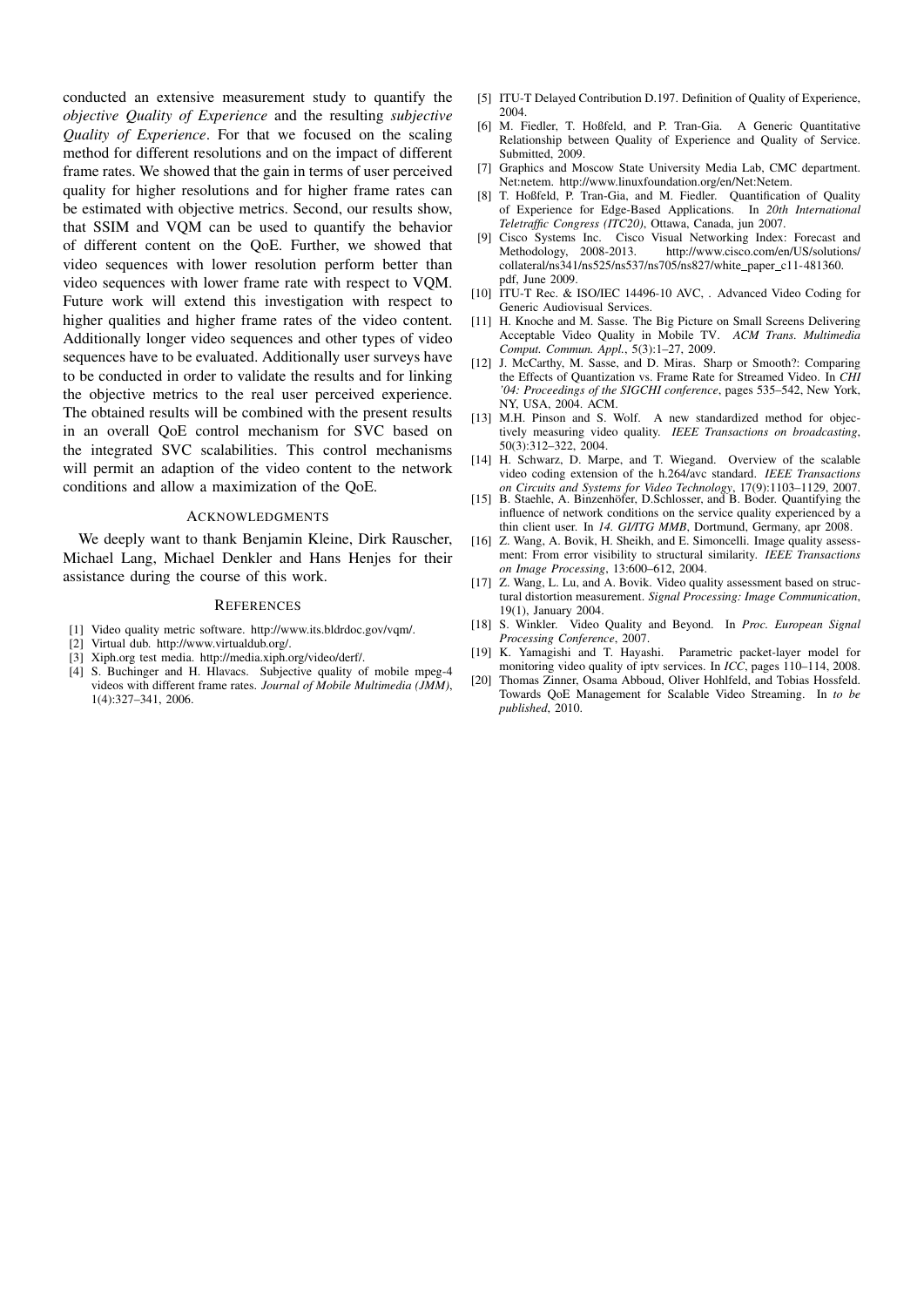conducted an extensive measurement study to quantify the *objective Quality of Experience* and the resulting *subjective Quality of Experience*. For that we focused on the scaling method for different resolutions and on the impact of different frame rates. We showed that the gain in terms of user perceived quality for higher resolutions and for higher frame rates can be estimated with objective metrics. Second, our results show, that SSIM and VQM can be used to quantify the behavior of different content on the QoE. Further, we showed that video sequences with lower resolution perform better than video sequences with lower frame rate with respect to VQM. Future work will extend this investigation with respect to higher qualities and higher frame rates of the video content. Additionally longer video sequences and other types of video sequences have to be evaluated. Additionally user surveys have to be conducted in order to validate the results and for linking the objective metrics to the real user perceived experience. The obtained results will be combined with the present results in an overall QoE control mechanism for SVC based on the integrated SVC scalabilities. This control mechanisms will permit an adaption of the video content to the network conditions and allow a maximization of the QoE.

## Acknowledgments

We deeply want to thank Benjamin Kleine, Dirk Rauscher, Michael Lang, Michael Denkler and Hans Henjes for their assistance during the course of this work.

## References

[1] Video quality metric software. http://www.its.bldrdoc.gov/vqm/.

[2] Virtual dub. http://www.virtualdub.org/.

[3] Xiph.org test media. http://media.xiph.org/video/derf/.

[4] S. Buchinger and H. Hlavacs. Subjective quality of mobile mpeg-4 videos with different frame rates. *Journal of Mobile Multimedia (JMM)*, 1(4):327–341, 2006.

[5] ITU-T Delayed Contribution D.197. Definition of Quality of Experience, 2004.

[6] M. Fiedler, T. Hoßfeld, and P. Tran-Gia. A Generic Quantitative Relationship between Quality of Experience and Quality of Service. Submitted, 2009.

[7] Graphics and Moscow State University Media Lab, CMC department. Net:netem. http://www.linuxfoundation.org/en/Net:Netem.

[8] T. Hoßfeld, P. Tran-Gia, and M. Fiedler. Quantification of Quality of Experience for Edge-Based Applications. In *20th International Teletraffic Congress (ITC20)*, Ottawa, Canada, jun 2007.

[9] Cisco Systems Inc. Cisco Visual Networking Index: Forecast and Methodology, 2008-2013. http://www.cisco.com/en/US/solutions/collateral/ns341/ns525/ns537/ns705/ns827/white_paper_c11-481360.pdf, June 2009.

[10] ITU-T Rec. & ISO/IEC 14496-10 AVC, . Advanced Video Coding for Generic Audiovisual Services.

[11] H. Knoche and M. Sasse. The Big Picture on Small Screens Delivering Acceptable Video Quality in Mobile TV. *ACM Trans. Multimedia Comput. Commun. Appl.*, 5(3):1–27, 2009.

[12] J. McCarthy, M. Sasse, and D. Miras. Sharp or Smooth?: Comparing the Effects of Quantization vs. Frame Rate for Streamed Video. In *CHI '04: Proceedings of the SIGCHI conference*, pages 535–542, New York, NY, USA, 2004. ACM.

[13] M.H. Pinson and S. Wolf. A new standardized method for objectively measuring video quality. *IEEE Transactions on broadcasting*, 50(3):312–322, 2004.

[14] H. Schwarz, D. Marpe, and T. Wiegand. Overview of the scalable video coding extension of the h.264/avc standard. *IEEE Transactions on Circuits and Systems for Video Technology*, 17(9):1103–1129, 2007.

[15] B. Staehle, A. Binzenhöfer, D.Schlosser, and B. Boder. Quantifying the influence of network conditions on the service quality experienced by a thin client user. In *14. GI/ITG MMB*, Dortmund, Germany, apr 2008.

[16] Z. Wang, A. Bovik, H. Sheikh, and E. Simoncelli. Image quality assessment: From error visibility to structural similarity. *IEEE Transactions on Image Processing*, 13:600–612, 2004.

[17] Z. Wang, L. Lu, and A. Bovik. Video quality assessment based on structural distortion measurement. *Signal Processing: Image Communication*, 19(1), January 2004.

[18] S. Winkler. Video Quality and Beyond. In *Proc. European Signal Processing Conference*, 2007.

[19] K. Yamagishi and T. Hayashi. Parametric packet-layer model for monitoring video quality of iptv services. In *ICC*, pages 110–114, 2008.

[20] Thomas Zinner, Osama Abboud, Oliver Hohlfeld, and Tobias Hossfeld. Towards QoE Management for Scalable Video Streaming. In *to be published*, 2010.